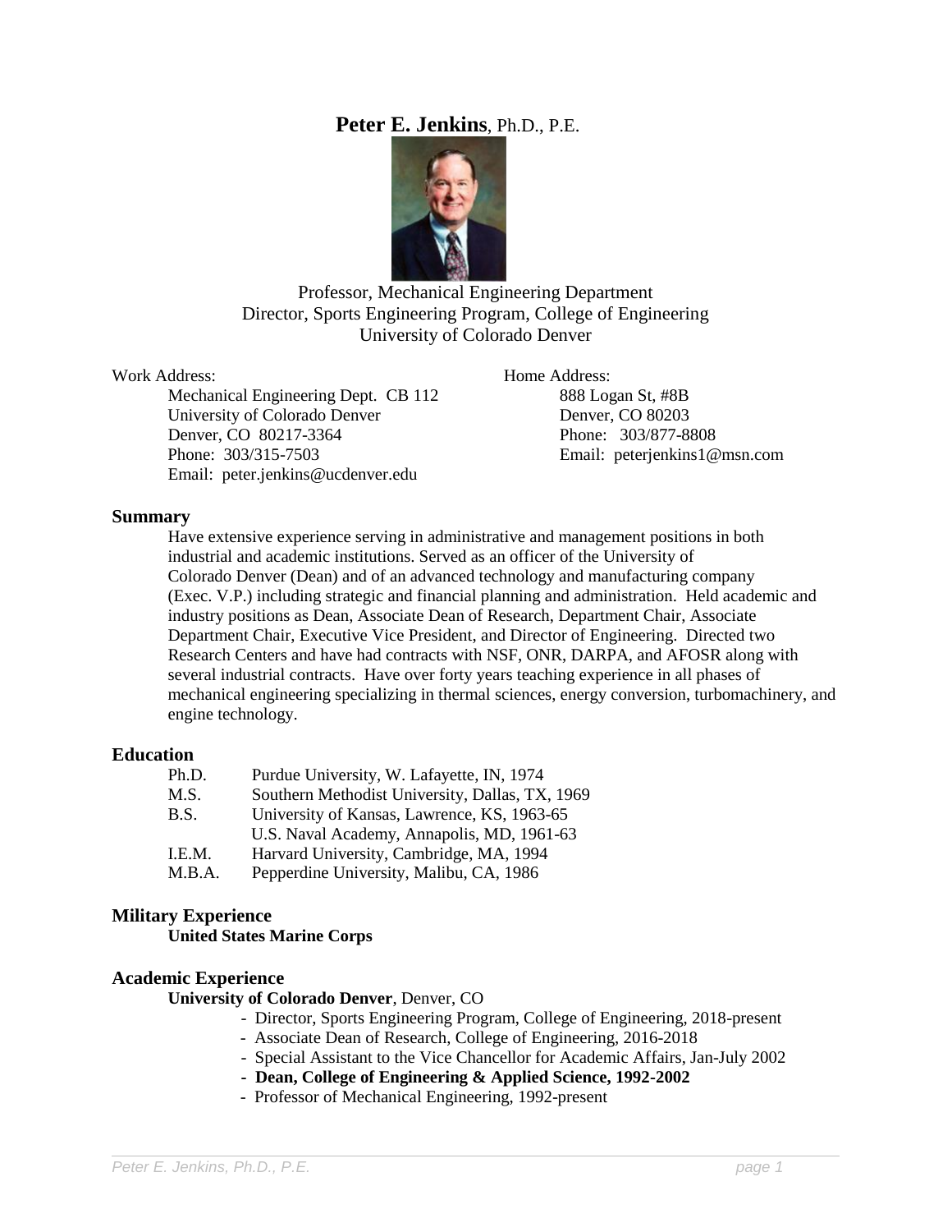# **Peter E. Jenkins**, Ph.D., P.E.

Professor, Mechanical Engineering Department
Director, Sports Engineering Program, College of Engineering
University of Colorado Denver

Work Address:
Mechanical Engineering Dept. CB 112
University of Colorado Denver
Denver, CO 80217-3364
Phone: 303/315-7503
Email: peter.jenkins@ucdenver.edu

Home Address:
888 Logan St, #8B
Denver, CO 80203
Phone: 303/877-8808
Email: peterjenkins1@msn.com

## Summary

Have extensive experience serving in administrative and management positions in both industrial and academic institutions. Served as an officer of the University of Colorado Denver (Dean) and of an advanced technology and manufacturing company (Exec. V.P.) including strategic and financial planning and administration. Held academic and industry positions as Dean, Associate Dean of Research, Department Chair, Associate Department Chair, Executive Vice President, and Director of Engineering. Directed two Research Centers and have had contracts with NSF, ONR, DARPA, and AFOSR along with several industrial contracts. Have over forty years teaching experience in all phases of mechanical engineering specializing in thermal sciences, energy conversion, turbomachinery, and engine technology.

## Education

| | |
|---|---|
| Ph.D. | Purdue University, W. Lafayette, IN, 1974 |
| M.S. | Southern Methodist University, Dallas, TX, 1969 |
| B.S. | University of Kansas, Lawrence, KS, 1963-65 |
| | U.S. Naval Academy, Annapolis, MD, 1961-63 |
| I.E.M. | Harvard University, Cambridge, MA, 1994 |
| M.B.A. | Pepperdine University, Malibu, CA, 1986 |

## Military Experience

**United States Marine Corps**

## Academic Experience

**University of Colorado Denver**, Denver, CO

- Director, Sports Engineering Program, College of Engineering, 2018-present
- Associate Dean of Research, College of Engineering, 2016-2018
- Special Assistant to the Vice Chancellor for Academic Affairs, Jan-July 2002
- **Dean, College of Engineering & Applied Science, 1992-2002**
- Professor of Mechanical Engineering, 1992-present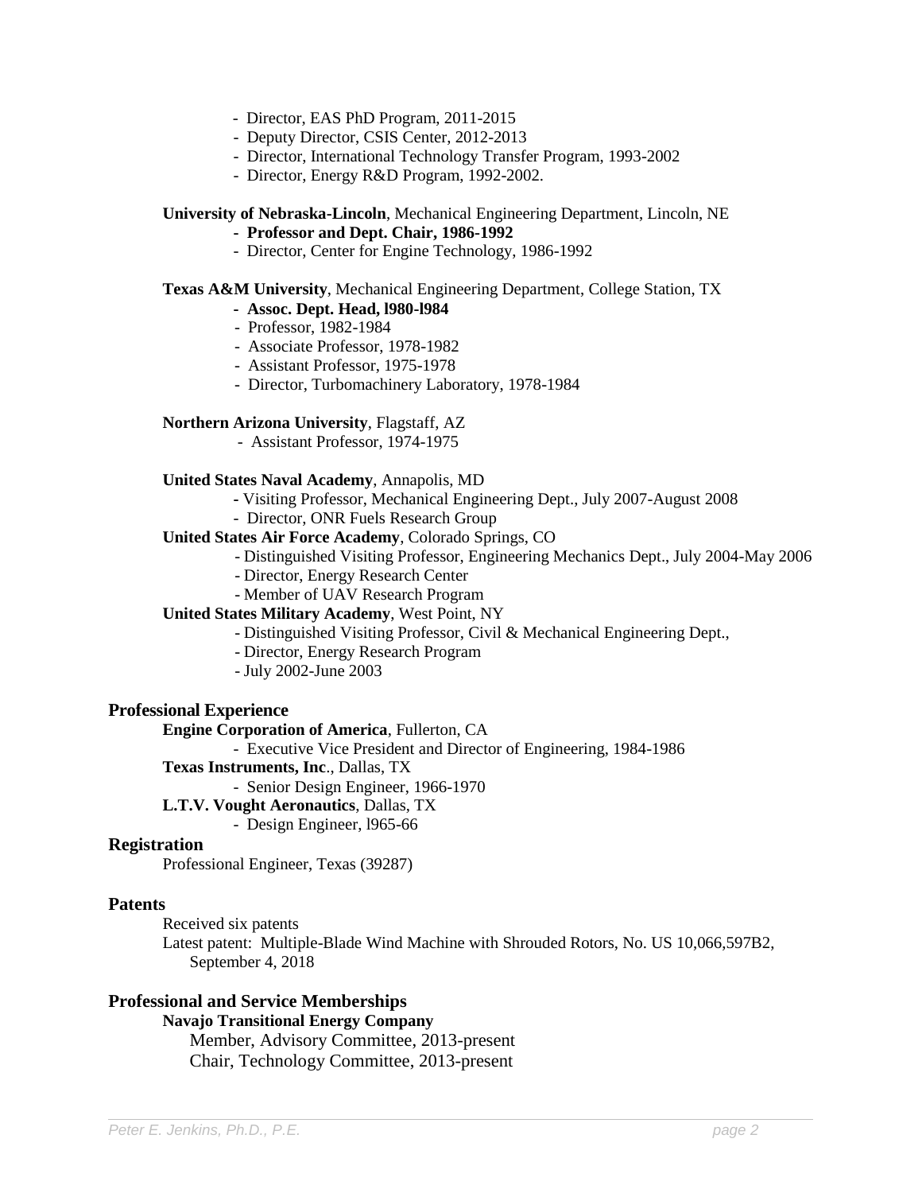- Director, EAS PhD Program, 2011-2015
- Deputy Director, CSIS Center, 2012-2013
- Director, International Technology Transfer Program, 1993-2002
- Director, Energy R&D Program, 1992-2002.

**University of Nebraska-Lincoln**, Mechanical Engineering Department, Lincoln, NE

- **Professor and Dept. Chair, 1986-1992**
- Director, Center for Engine Technology, 1986-1992

**Texas A&M University**, Mechanical Engineering Department, College Station, TX

- **Assoc. Dept. Head, l980-l984**
- Professor, 1982-1984
- Associate Professor, 1978-1982
- Assistant Professor, 1975-1978
- Director, Turbomachinery Laboratory, 1978-1984

**Northern Arizona University**, Flagstaff, AZ

- Assistant Professor, 1974-1975

**United States Naval Academy**, Annapolis, MD

- Visiting Professor, Mechanical Engineering Dept., July 2007-August 2008
- Director, ONR Fuels Research Group

**United States Air Force Academy**, Colorado Springs, CO

- Distinguished Visiting Professor, Engineering Mechanics Dept., July 2004-May 2006
- Director, Energy Research Center
- Member of UAV Research Program

**United States Military Academy**, West Point, NY

- Distinguished Visiting Professor, Civil & Mechanical Engineering Dept.,
- Director, Energy Research Program
- July 2002-June 2003

## Professional Experience

**Engine Corporation of America**, Fullerton, CA

- Executive Vice President and Director of Engineering, 1984-1986

**Texas Instruments, Inc**., Dallas, TX

- Senior Design Engineer, 1966-1970

**L.T.V. Vought Aeronautics**, Dallas, TX

- Design Engineer, l965-66

## Registration

Professional Engineer, Texas (39287)

## Patents

Received six patents

Latest patent: Multiple-Blade Wind Machine with Shrouded Rotors, No. US 10,066,597B2, September 4, 2018

## Professional and Service Memberships

**Navajo Transitional Energy Company**

Member, Advisory Committee, 2013-present

Chair, Technology Committee, 2013-present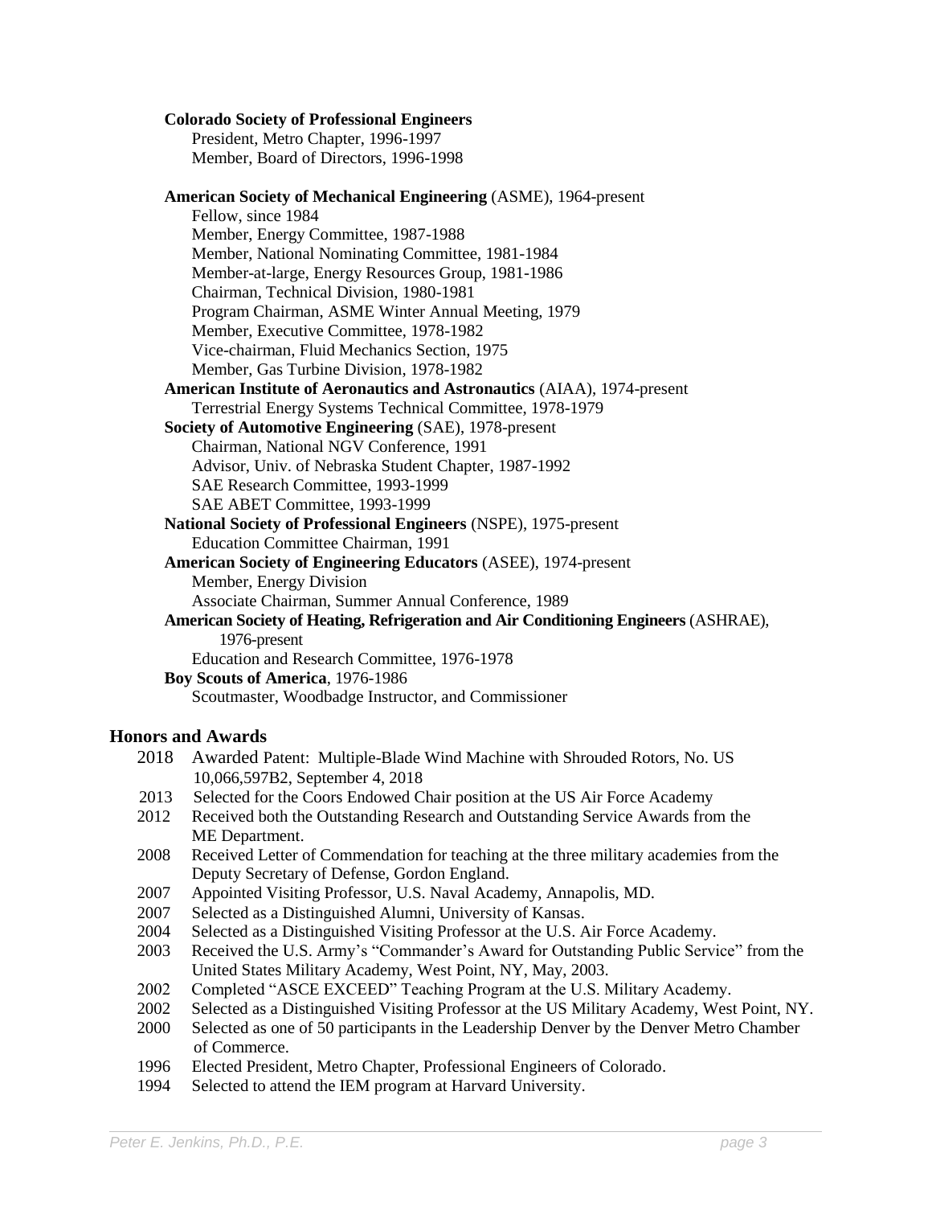**Colorado Society of Professional Engineers**
President, Metro Chapter, 1996-1997
Member, Board of Directors, 1996-1998

**American Society of Mechanical Engineering** (ASME), 1964-present
Fellow, since 1984
Member, Energy Committee, 1987-1988
Member, National Nominating Committee, 1981-1984
Member-at-large, Energy Resources Group, 1981-1986
Chairman, Technical Division, 1980-1981
Program Chairman, ASME Winter Annual Meeting, 1979
Member, Executive Committee, 1978-1982
Vice-chairman, Fluid Mechanics Section, 1975
Member, Gas Turbine Division, 1978-1982

**American Institute of Aeronautics and Astronautics** (AIAA), 1974-present
Terrestrial Energy Systems Technical Committee, 1978-1979

**Society of Automotive Engineering** (SAE), 1978-present
Chairman, National NGV Conference, 1991
Advisor, Univ. of Nebraska Student Chapter, 1987-1992
SAE Research Committee, 1993-1999
SAE ABET Committee, 1993-1999

**National Society of Professional Engineers** (NSPE), 1975-present
Education Committee Chairman, 1991

**American Society of Engineering Educators** (ASEE), 1974-present
Member, Energy Division
Associate Chairman, Summer Annual Conference, 1989

**American Society of Heating, Refrigeration and Air Conditioning Engineers** (ASHRAE), 1976-present
Education and Research Committee, 1976-1978

**Boy Scouts of America**, 1976-1986
Scoutmaster, Woodbadge Instructor, and Commissioner

## Honors and Awards

- 2018 Awarded Patent: Multiple-Blade Wind Machine with Shrouded Rotors, No. US 10,066,597B2, September 4, 2018
- 2013 Selected for the Coors Endowed Chair position at the US Air Force Academy
- 2012 Received both the Outstanding Research and Outstanding Service Awards from the ME Department.
- 2008 Received Letter of Commendation for teaching at the three military academies from the Deputy Secretary of Defense, Gordon England.
- 2007 Appointed Visiting Professor, U.S. Naval Academy, Annapolis, MD.
- 2007 Selected as a Distinguished Alumni, University of Kansas.
- 2004 Selected as a Distinguished Visiting Professor at the U.S. Air Force Academy.
- 2003 Received the U.S. Army's "Commander's Award for Outstanding Public Service" from the United States Military Academy, West Point, NY, May, 2003.
- 2002 Completed "ASCE EXCEED" Teaching Program at the U.S. Military Academy.
- 2002 Selected as a Distinguished Visiting Professor at the US Military Academy, West Point, NY.
- 2000 Selected as one of 50 participants in the Leadership Denver by the Denver Metro Chamber of Commerce.
- 1996 Elected President, Metro Chapter, Professional Engineers of Colorado.
- 1994 Selected to attend the IEM program at Harvard University.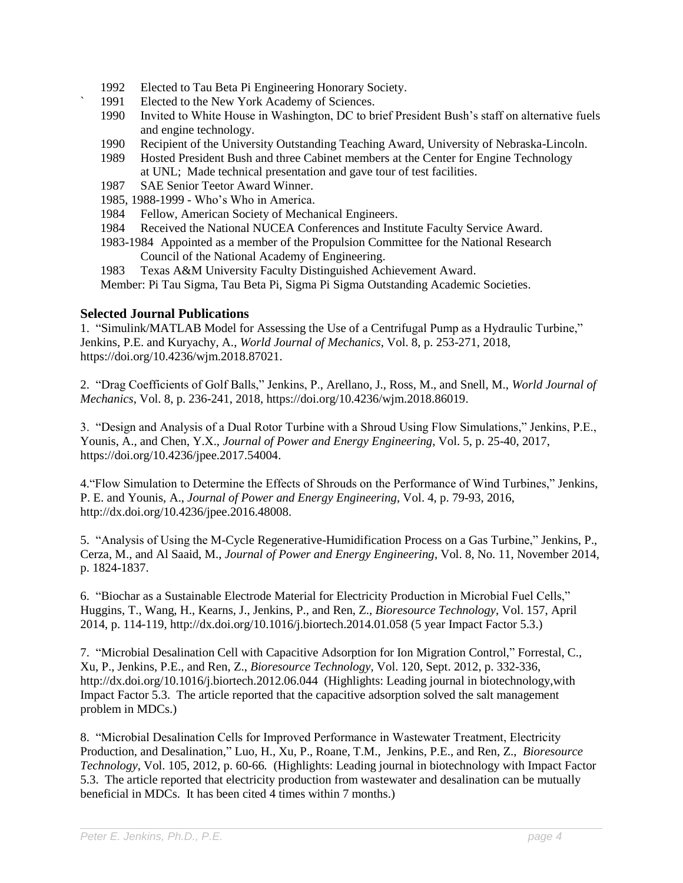1992 Elected to Tau Beta Pi Engineering Honorary Society.

1991 Elected to the New York Academy of Sciences.

1990 Invited to White House in Washington, DC to brief President Bush's staff on alternative fuels and engine technology.

1990 Recipient of the University Outstanding Teaching Award, University of Nebraska-Lincoln.

1989 Hosted President Bush and three Cabinet members at the Center for Engine Technology at UNL; Made technical presentation and gave tour of test facilities.

1987 SAE Senior Teetor Award Winner.

1985, 1988-1999 - Who's Who in America.

1984 Fellow, American Society of Mechanical Engineers.

1984 Received the National NUCEA Conferences and Institute Faculty Service Award.

1983-1984 Appointed as a member of the Propulsion Committee for the National Research Council of the National Academy of Engineering.

1983 Texas A&M University Faculty Distinguished Achievement Award.

Member: Pi Tau Sigma, Tau Beta Pi, Sigma Pi Sigma Outstanding Academic Societies.

### Selected Journal Publications

1. "Simulink/MATLAB Model for Assessing the Use of a Centrifugal Pump as a Hydraulic Turbine," Jenkins, P.E. and Kuryachy, A., *World Journal of Mechanics*, Vol. 8, p. 253-271, 2018, https://doi.org/10.4236/wjm.2018.87021.

2. "Drag Coefficients of Golf Balls," Jenkins, P., Arellano, J., Ross, M., and Snell, M., *World Journal of Mechanics*, Vol. 8, p. 236-241, 2018, https://doi.org/10.4236/wjm.2018.86019.

3. "Design and Analysis of a Dual Rotor Turbine with a Shroud Using Flow Simulations," Jenkins, P.E., Younis, A., and Chen, Y.X., *Journal of Power and Energy Engineering*, Vol. 5, p. 25-40, 2017, https://doi.org/10.4236/jpee.2017.54004.

4. "Flow Simulation to Determine the Effects of Shrouds on the Performance of Wind Turbines," Jenkins, P. E. and Younis, A., *Journal of Power and Energy Engineering*, Vol. 4, p. 79-93, 2016, http://dx.doi.org/10.4236/jpee.2016.48008.

5. "Analysis of Using the M-Cycle Regenerative-Humidification Process on a Gas Turbine," Jenkins, P., Cerza, M., and Al Saaid, M., *Journal of Power and Energy Engineering*, Vol. 8, No. 11, November 2014, p. 1824-1837.

6. "Biochar as a Sustainable Electrode Material for Electricity Production in Microbial Fuel Cells," Huggins, T., Wang, H., Kearns, J., Jenkins, P., and Ren, Z., *Bioresource Technology*, Vol. 157, April 2014, p. 114-119, http://dx.doi.org/10.1016/j.biortech.2014.01.058 (5 year Impact Factor 5.3.)

7. "Microbial Desalination Cell with Capacitive Adsorption for Ion Migration Control," Forrestal, C., Xu, P., Jenkins, P.E., and Ren, Z., *Bioresource Technology*, Vol. 120, Sept. 2012, p. 332-336, http://dx.doi.org/10.1016/j.biortech.2012.06.044 (Highlights: Leading journal in biotechnology,with Impact Factor 5.3. The article reported that the capacitive adsorption solved the salt management problem in MDCs.)

8. "Microbial Desalination Cells for Improved Performance in Wastewater Treatment, Electricity Production, and Desalination," Luo, H., Xu, P., Roane, T.M., Jenkins, P.E., and Ren, Z., *Bioresource Technology*, Vol. 105, 2012, p. 60-66. (Highlights: Leading journal in biotechnology with Impact Factor 5.3. The article reported that electricity production from wastewater and desalination can be mutually beneficial in MDCs. It has been cited 4 times within 7 months.)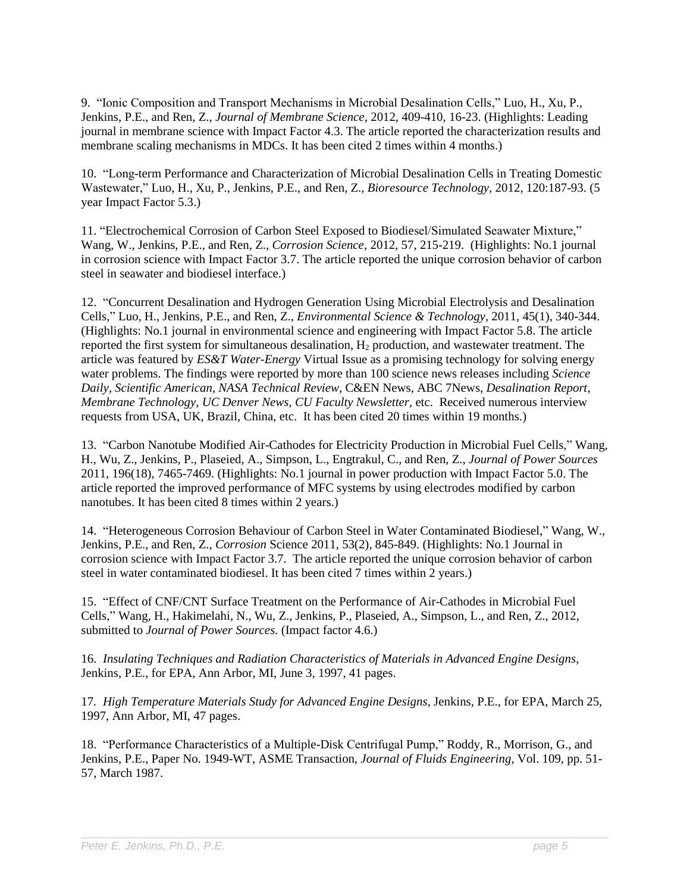9. "Ionic Composition and Transport Mechanisms in Microbial Desalination Cells," Luo, H., Xu, P., Jenkins, P.E., and Ren, Z., *Journal of Membrane Science*, 2012, 409-410, 16-23. (Highlights: Leading journal in membrane science with Impact Factor 4.3. The article reported the characterization results and membrane scaling mechanisms in MDCs. It has been cited 2 times within 4 months.)

10. "Long-term Performance and Characterization of Microbial Desalination Cells in Treating Domestic Wastewater," Luo, H., Xu, P., Jenkins, P.E., and Ren, Z., *Bioresource Technology*, 2012, 120:187-93. (5 year Impact Factor 5.3.)

11. "Electrochemical Corrosion of Carbon Steel Exposed to Biodiesel/Simulated Seawater Mixture," Wang, W., Jenkins, P.E., and Ren, Z., *Corrosion Science*, 2012, 57, 215-219. (Highlights: No.1 journal in corrosion science with Impact Factor 3.7. The article reported the unique corrosion behavior of carbon steel in seawater and biodiesel interface.)

12. "Concurrent Desalination and Hydrogen Generation Using Microbial Electrolysis and Desalination Cells," Luo, H., Jenkins, P.E., and Ren, Z., *Environmental Science & Technology*, 2011, 45(1), 340-344. (Highlights: No.1 journal in environmental science and engineering with Impact Factor 5.8. The article reported the first system for simultaneous desalination, $H_2$ production, and wastewater treatment. The article was featured by *ES&T Water-Energy* Virtual Issue as a promising technology for solving energy water problems. The findings were reported by more than 100 science news releases including *Science Daily*, *Scientific American*, *NASA Technical Review*, C&EN News, ABC 7News, *Desalination Report*, *Membrane Technology*, *UC Denver News*, *CU Faculty Newsletter*, etc. Received numerous interview requests from USA, UK, Brazil, China, etc. It has been cited 20 times within 19 months.)

13. "Carbon Nanotube Modified Air-Cathodes for Electricity Production in Microbial Fuel Cells," Wang, H., Wu, Z., Jenkins, P., Plaseied, A., Simpson, L., Engtrakul, C., and Ren, Z., *Journal of Power Sources* 2011, 196(18), 7465-7469. (Highlights: No.1 journal in power production with Impact Factor 5.0. The article reported the improved performance of MFC systems by using electrodes modified by carbon nanotubes. It has been cited 8 times within 2 years.)

14. "Heterogeneous Corrosion Behaviour of Carbon Steel in Water Contaminated Biodiesel," Wang, W., Jenkins, P.E., and Ren, Z., *Corrosion* Science 2011, 53(2), 845-849. (Highlights: No.1 Journal in corrosion science with Impact Factor 3.7. The article reported the unique corrosion behavior of carbon steel in water contaminated biodiesel. It has been cited 7 times within 2 years.)

15. "Effect of CNF/CNT Surface Treatment on the Performance of Air-Cathodes in Microbial Fuel Cells," Wang, H., Hakimelahi, N., Wu, Z., Jenkins, P., Plaseied, A., Simpson, L., and Ren, Z., 2012, submitted to *Journal of Power Sources.* (Impact factor 4.6.)

16. *Insulating Techniques and Radiation Characteristics of Materials in Advanced Engine Designs*, Jenkins, P.E., for EPA, Ann Arbor, MI, June 3, 1997, 41 pages.

17. *High Temperature Materials Study for Advanced Engine Designs*, Jenkins, P.E., for EPA, March 25, 1997, Ann Arbor, MI, 47 pages.

18. "Performance Characteristics of a Multiple-Disk Centrifugal Pump," Roddy, R., Morrison, G., and Jenkins, P.E., Paper No. 1949-WT, ASME Transaction, *Journal of Fluids Engineering*, Vol. 109, pp. 51-57, March 1987.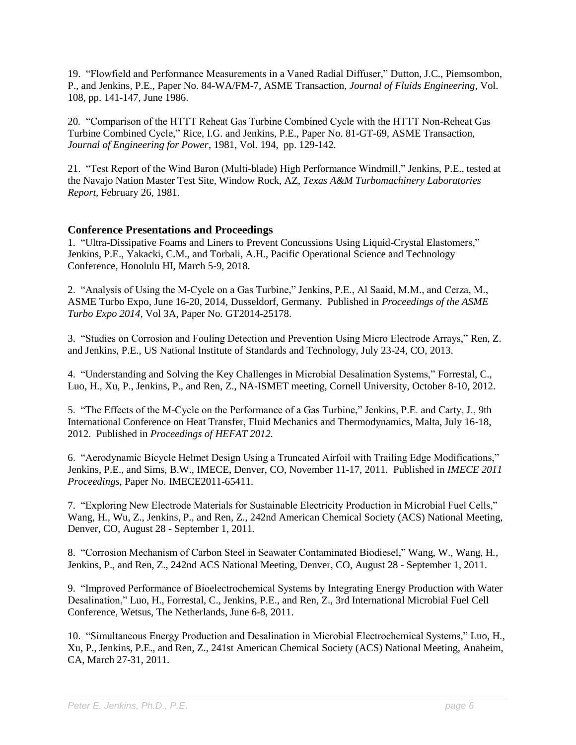19. "Flowfield and Performance Measurements in a Vaned Radial Diffuser," Dutton, J.C., Piemsombon, P., and Jenkins, P.E., Paper No. 84-WA/FM-7, ASME Transaction, *Journal of Fluids Engineering*, Vol. 108, pp. 141-147, June 1986.

20. "Comparison of the HTTT Reheat Gas Turbine Combined Cycle with the HTTT Non-Reheat Gas Turbine Combined Cycle," Rice, I.G. and Jenkins, P.E., Paper No. 81-GT-69, ASME Transaction, *Journal of Engineering for Power*, 1981, Vol. 194, pp. 129-142.

21. "Test Report of the Wind Baron (Multi-blade) High Performance Windmill," Jenkins, P.E., tested at the Navajo Nation Master Test Site, Window Rock, AZ, *Texas A&M Turbomachinery Laboratories Report*, February 26, 1981.

## Conference Presentations and Proceedings

1. "Ultra-Dissipative Foams and Liners to Prevent Concussions Using Liquid-Crystal Elastomers," Jenkins, P.E., Yakacki, C.M., and Torbali, A.H., Pacific Operational Science and Technology Conference, Honolulu HI, March 5-9, 2018.

2. "Analysis of Using the M-Cycle on a Gas Turbine," Jenkins, P.E., Al Saaid, M.M., and Cerza, M., ASME Turbo Expo, June 16-20, 2014, Dusseldorf, Germany. Published in *Proceedings of the ASME Turbo Expo 2014*, Vol 3A, Paper No. GT2014-25178.

3. "Studies on Corrosion and Fouling Detection and Prevention Using Micro Electrode Arrays," Ren, Z. and Jenkins, P.E., US National Institute of Standards and Technology, July 23-24, CO, 2013.

4. "Understanding and Solving the Key Challenges in Microbial Desalination Systems," Forrestal, C., Luo, H., Xu, P., Jenkins, P., and Ren, Z., NA-ISMET meeting, Cornell University, October 8-10, 2012.

5. "The Effects of the M-Cycle on the Performance of a Gas Turbine," Jenkins, P.E. and Carty, J., 9th International Conference on Heat Transfer, Fluid Mechanics and Thermodynamics, Malta, July 16-18, 2012. Published in *Proceedings of HEFAT 2012.*

6. "Aerodynamic Bicycle Helmet Design Using a Truncated Airfoil with Trailing Edge Modifications," Jenkins, P.E., and Sims, B.W., IMECE, Denver, CO, November 11-17, 2011. Published in *IMECE 2011 Proceedings*, Paper No. IMECE2011-65411.

7. "Exploring New Electrode Materials for Sustainable Electricity Production in Microbial Fuel Cells," Wang, H., Wu, Z., Jenkins, P., and Ren, Z., 242nd American Chemical Society (ACS) National Meeting, Denver, CO, August 28 - September 1, 2011.

8. "Corrosion Mechanism of Carbon Steel in Seawater Contaminated Biodiesel," Wang, W., Wang, H., Jenkins, P., and Ren, Z., 242nd ACS National Meeting, Denver, CO, August 28 - September 1, 2011.

9. "Improved Performance of Bioelectrochemical Systems by Integrating Energy Production with Water Desalination," Luo, H., Forrestal, C., Jenkins, P.E., and Ren, Z., 3rd International Microbial Fuel Cell Conference, Wetsus, The Netherlands, June 6-8, 2011.

10. "Simultaneous Energy Production and Desalination in Microbial Electrochemical Systems," Luo, H., Xu, P., Jenkins, P.E., and Ren, Z., 241st American Chemical Society (ACS) National Meeting, Anaheim, CA, March 27-31, 2011.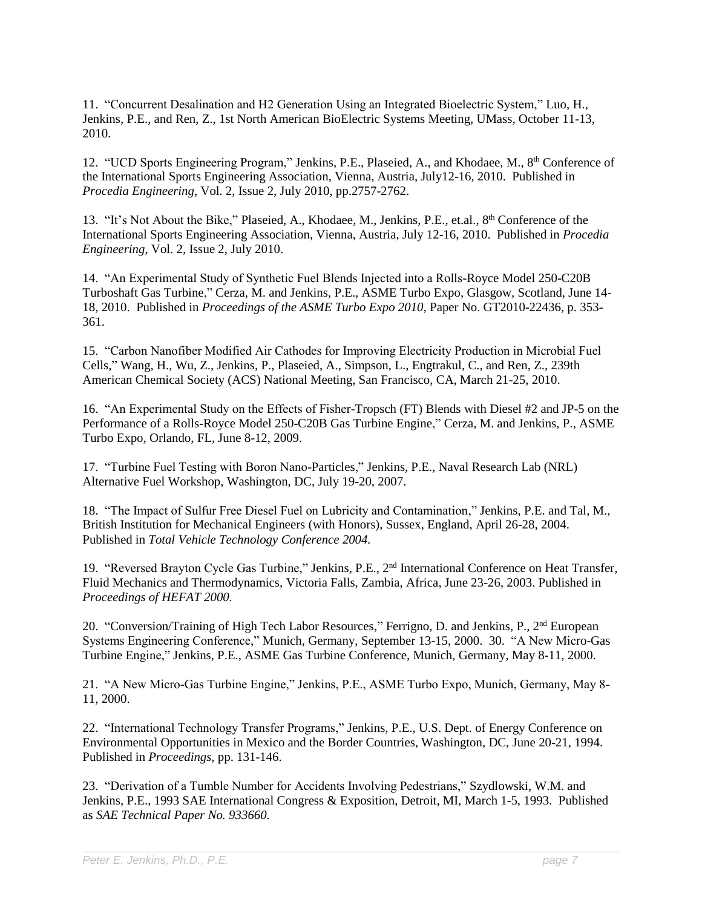11. "Concurrent Desalination and H2 Generation Using an Integrated Bioelectric System," Luo, H., Jenkins, P.E., and Ren, Z., 1st North American BioElectric Systems Meeting, UMass, October 11-13, 2010.

12. "UCD Sports Engineering Program," Jenkins, P.E., Plaseied, A., and Khodaee, M., 8th Conference of the International Sports Engineering Association, Vienna, Austria, July12-16, 2010. Published in *Procedia Engineering*, Vol. 2, Issue 2, July 2010, pp.2757-2762.

13. "It's Not About the Bike," Plaseied, A., Khodaee, M., Jenkins, P.E., et.al., 8th Conference of the International Sports Engineering Association, Vienna, Austria, July 12-16, 2010. Published in *Procedia Engineering*, Vol. 2, Issue 2, July 2010.

14. "An Experimental Study of Synthetic Fuel Blends Injected into a Rolls-Royce Model 250-C20B Turboshaft Gas Turbine," Cerza, M. and Jenkins, P.E., ASME Turbo Expo, Glasgow, Scotland, June 14-18, 2010. Published in *Proceedings of the ASME Turbo Expo 2010*, Paper No. GT2010-22436, p. 353-361.

15. "Carbon Nanofiber Modified Air Cathodes for Improving Electricity Production in Microbial Fuel Cells," Wang, H., Wu, Z., Jenkins, P., Plaseied, A., Simpson, L., Engtrakul, C., and Ren, Z., 239th American Chemical Society (ACS) National Meeting, San Francisco, CA, March 21-25, 2010.

16. "An Experimental Study on the Effects of Fisher-Tropsch (FT) Blends with Diesel #2 and JP-5 on the Performance of a Rolls-Royce Model 250-C20B Gas Turbine Engine," Cerza, M. and Jenkins, P., ASME Turbo Expo, Orlando, FL, June 8-12, 2009.

17. "Turbine Fuel Testing with Boron Nano-Particles," Jenkins, P.E., Naval Research Lab (NRL) Alternative Fuel Workshop, Washington, DC, July 19-20, 2007.

18. "The Impact of Sulfur Free Diesel Fuel on Lubricity and Contamination," Jenkins, P.E. and Tal, M., British Institution for Mechanical Engineers (with Honors), Sussex, England, April 26-28, 2004. Published in *Total Vehicle Technology Conference 2004.*

19. "Reversed Brayton Cycle Gas Turbine," Jenkins, P.E., 2nd International Conference on Heat Transfer, Fluid Mechanics and Thermodynamics, Victoria Falls, Zambia, Africa, June 23-26, 2003. Published in *Proceedings of HEFAT 2000.*

20. "Conversion/Training of High Tech Labor Resources," Ferrigno, D. and Jenkins, P., 2nd European Systems Engineering Conference," Munich, Germany, September 13-15, 2000. 30. "A New Micro-Gas Turbine Engine," Jenkins, P.E., ASME Gas Turbine Conference, Munich, Germany, May 8-11, 2000.

21. "A New Micro-Gas Turbine Engine," Jenkins, P.E., ASME Turbo Expo, Munich, Germany, May 8-11, 2000.

22. "International Technology Transfer Programs," Jenkins, P.E., U.S. Dept. of Energy Conference on Environmental Opportunities in Mexico and the Border Countries, Washington, DC, June 20-21, 1994. Published in *Proceedings*, pp. 131-146.

23. "Derivation of a Tumble Number for Accidents Involving Pedestrians," Szydlowski, W.M. and Jenkins, P.E., 1993 SAE International Congress & Exposition, Detroit, MI, March 1-5, 1993. Published as *SAE Technical Paper No. 933660.*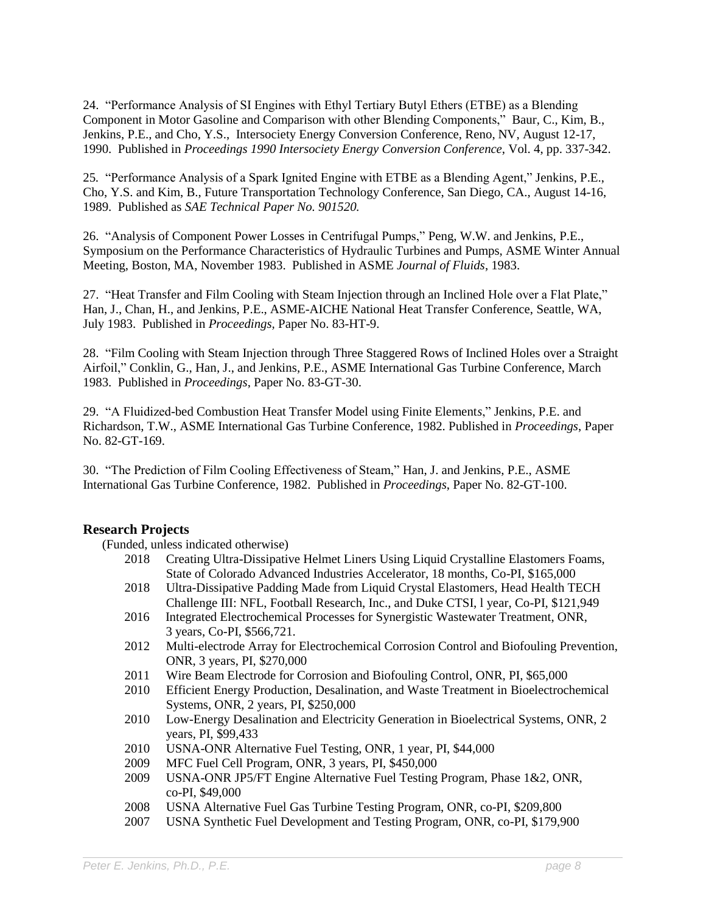24. "Performance Analysis of SI Engines with Ethyl Tertiary Butyl Ethers (ETBE) as a Blending Component in Motor Gasoline and Comparison with other Blending Components," Baur, C., Kim, B., Jenkins, P.E., and Cho, Y.S., Intersociety Energy Conversion Conference, Reno, NV, August 12-17, 1990. Published in *Proceedings 1990 Intersociety Energy Conversion Conference*, Vol. 4, pp. 337-342.

25. "Performance Analysis of a Spark Ignited Engine with ETBE as a Blending Agent," Jenkins, P.E., Cho, Y.S. and Kim, B., Future Transportation Technology Conference, San Diego, CA., August 14-16, 1989. Published as *SAE Technical Paper No. 901520.*

26. "Analysis of Component Power Losses in Centrifugal Pumps," Peng, W.W. and Jenkins, P.E., Symposium on the Performance Characteristics of Hydraulic Turbines and Pumps, ASME Winter Annual Meeting, Boston, MA, November 1983. Published in ASME *Journal of Fluids*, 1983.

27. "Heat Transfer and Film Cooling with Steam Injection through an Inclined Hole over a Flat Plate," Han, J., Chan, H., and Jenkins, P.E., ASME-AICHE National Heat Transfer Conference, Seattle, WA, July 1983. Published in *Proceedings*, Paper No. 83-HT-9.

28. "Film Cooling with Steam Injection through Three Staggered Rows of Inclined Holes over a Straight Airfoil," Conklin, G., Han, J., and Jenkins, P.E., ASME International Gas Turbine Conference, March 1983. Published in *Proceedings*, Paper No. 83-GT-30.

29. "A Fluidized-bed Combustion Heat Transfer Model using Finite Elements," Jenkins, P.E. and Richardson, T.W., ASME International Gas Turbine Conference, 1982. Published in *Proceedings*, Paper No. 82-GT-169.

30. "The Prediction of Film Cooling Effectiveness of Steam," Han, J. and Jenkins, P.E., ASME International Gas Turbine Conference, 1982. Published in *Proceedings*, Paper No. 82-GT-100.

## Research Projects

(Funded, unless indicated otherwise)

- 2018 Creating Ultra-Dissipative Helmet Liners Using Liquid Crystalline Elastomers Foams, State of Colorado Advanced Industries Accelerator, 18 months, Co-PI, $165,000
- 2018 Ultra-Dissipative Padding Made from Liquid Crystal Elastomers, Head Health TECH Challenge III: NFL, Football Research, Inc., and Duke CTSI, l year, Co-PI, $121,949
- 2016 Integrated Electrochemical Processes for Synergistic Wastewater Treatment, ONR, 3 years, Co-PI, $566,721.
- 2012 Multi-electrode Array for Electrochemical Corrosion Control and Biofouling Prevention, ONR, 3 years, PI, $270,000
- 2011 Wire Beam Electrode for Corrosion and Biofouling Control, ONR, PI, $65,000
- 2010 Efficient Energy Production, Desalination, and Waste Treatment in Bioelectrochemical Systems, ONR, 2 years, PI, $250,000
- 2010 Low-Energy Desalination and Electricity Generation in Bioelectrical Systems, ONR, 2 years, PI, $99,433
- 2010 USNA-ONR Alternative Fuel Testing, ONR, 1 year, PI, $44,000
- 2009 MFC Fuel Cell Program, ONR, 3 years, PI, $450,000
- 2009 USNA-ONR JP5/FT Engine Alternative Fuel Testing Program, Phase 1&2, ONR, co-PI, $49,000
- 2008 USNA Alternative Fuel Gas Turbine Testing Program, ONR, co-PI, $209,800
- 2007 USNA Synthetic Fuel Development and Testing Program, ONR, co-PI, $179,900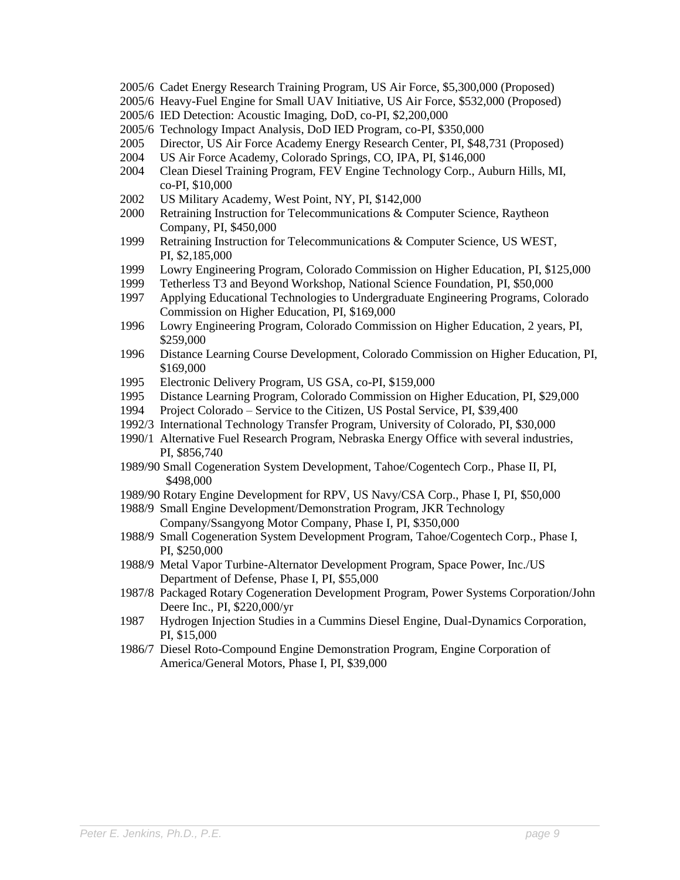2005/6 Cadet Energy Research Training Program, US Air Force, $5,300,000 (Proposed)
2005/6 Heavy-Fuel Engine for Small UAV Initiative, US Air Force, $532,000 (Proposed)
2005/6 IED Detection: Acoustic Imaging, DoD, co-PI, $2,200,000
2005/6 Technology Impact Analysis, DoD IED Program, co-PI, $350,000
2005 Director, US Air Force Academy Energy Research Center, PI, $48,731 (Proposed)
2004 US Air Force Academy, Colorado Springs, CO, IPA, PI, $146,000
2004 Clean Diesel Training Program, FEV Engine Technology Corp., Auburn Hills, MI, co-PI, $10,000
2002 US Military Academy, West Point, NY, PI, $142,000
2000 Retraining Instruction for Telecommunications & Computer Science, Raytheon Company, PI, $450,000
1999 Retraining Instruction for Telecommunications & Computer Science, US WEST, PI, $2,185,000
1999 Lowry Engineering Program, Colorado Commission on Higher Education, PI, $125,000
1999 Tetherless T3 and Beyond Workshop, National Science Foundation, PI, $50,000
1997 Applying Educational Technologies to Undergraduate Engineering Programs, Colorado Commission on Higher Education, PI, $169,000
1996 Lowry Engineering Program, Colorado Commission on Higher Education, 2 years, PI, $259,000
1996 Distance Learning Course Development, Colorado Commission on Higher Education, PI, $169,000
1995 Electronic Delivery Program, US GSA, co-PI, $159,000
1995 Distance Learning Program, Colorado Commission on Higher Education, PI, $29,000
1994 Project Colorado – Service to the Citizen, US Postal Service, PI, $39,400
1992/3 International Technology Transfer Program, University of Colorado, PI, $30,000
1990/1 Alternative Fuel Research Program, Nebraska Energy Office with several industries, PI, $856,740
1989/90 Small Cogeneration System Development, Tahoe/Cogentech Corp., Phase II, PI, $498,000
1989/90 Rotary Engine Development for RPV, US Navy/CSA Corp., Phase I, PI, $50,000
1988/9 Small Engine Development/Demonstration Program, JKR Technology Company/Ssangyong Motor Company, Phase I, PI, $350,000
1988/9 Small Cogeneration System Development Program, Tahoe/Cogentech Corp., Phase I, PI, $250,000
1988/9 Metal Vapor Turbine-Alternator Development Program, Space Power, Inc./US Department of Defense, Phase I, PI, $55,000
1987/8 Packaged Rotary Cogeneration Development Program, Power Systems Corporation/John Deere Inc., PI, $220,000/yr
1987 Hydrogen Injection Studies in a Cummins Diesel Engine, Dual-Dynamics Corporation, PI, $15,000
1986/7 Diesel Roto-Compound Engine Demonstration Program, Engine Corporation of America/General Motors, Phase I, PI, $39,000